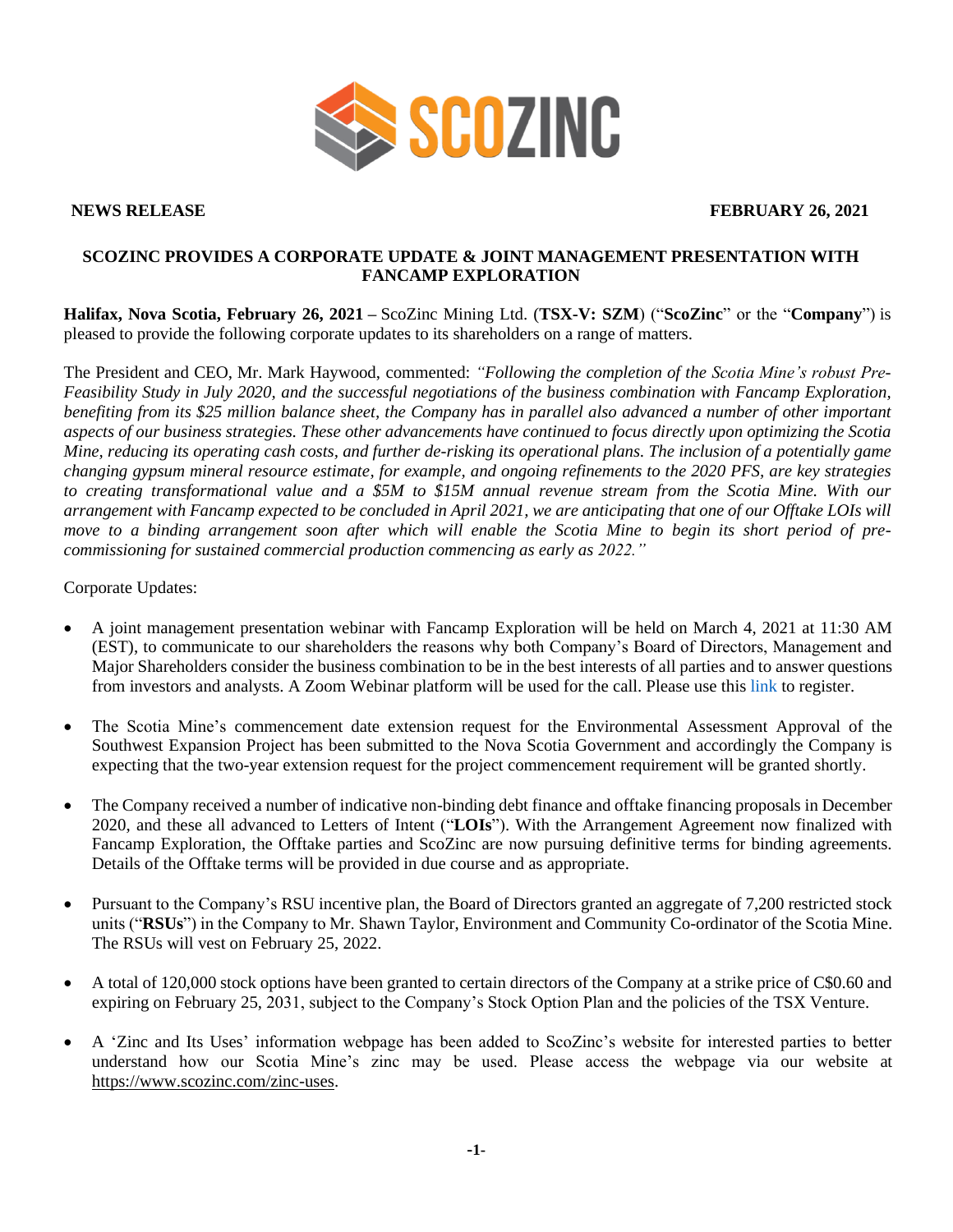**NEWS RELEASE** **FEBRUARY 26, 2021**

# SCOZINC PROVIDES A CORPORATE UPDATE & JOINT MANAGEMENT PRESENTATION WITH FANCAMP EXPLORATION

**Halifax, Nova Scotia, February 26, 2021 –** ScoZinc Mining Ltd. (**TSX-V: SZM**) ("**ScoZinc**" or the "**Company**") is pleased to provide the following corporate updates to its shareholders on a range of matters.

The President and CEO, Mr. Mark Haywood, commented: *"Following the completion of the Scotia Mine's robust Pre-Feasibility Study in July 2020, and the successful negotiations of the business combination with Fancamp Exploration, benefiting from its $25 million balance sheet, the Company has in parallel also advanced a number of other important aspects of our business strategies. These other advancements have continued to focus directly upon optimizing the Scotia Mine, reducing its operating cash costs, and further de-risking its operational plans. The inclusion of a potentially game changing gypsum mineral resource estimate, for example, and ongoing refinements to the 2020 PFS, are key strategies to creating transformational value and a $5M to $15M annual revenue stream from the Scotia Mine. With our arrangement with Fancamp expected to be concluded in April 2021, we are anticipating that one of our Offtake LOIs will move to a binding arrangement soon after which will enable the Scotia Mine to begin its short period of pre-commissioning for sustained commercial production commencing as early as 2022."*

Corporate Updates:

- A joint management presentation webinar with Fancamp Exploration will be held on March 4, 2021 at 11:30 AM (EST), to communicate to our shareholders the reasons why both Company's Board of Directors, Management and Major Shareholders consider the business combination to be in the best interests of all parties and to answer questions from investors and analysts. A Zoom Webinar platform will be used for the call. Please use this link to register.
- The Scotia Mine's commencement date extension request for the Environmental Assessment Approval of the Southwest Expansion Project has been submitted to the Nova Scotia Government and accordingly the Company is expecting that the two-year extension request for the project commencement requirement will be granted shortly.
- The Company received a number of indicative non-binding debt finance and offtake financing proposals in December 2020, and these all advanced to Letters of Intent ("**LOIs**"). With the Arrangement Agreement now finalized with Fancamp Exploration, the Offtake parties and ScoZinc are now pursuing definitive terms for binding agreements. Details of the Offtake terms will be provided in due course and as appropriate.
- Pursuant to the Company's RSU incentive plan, the Board of Directors granted an aggregate of 7,200 restricted stock units ("**RSUs**") in the Company to Mr. Shawn Taylor, Environment and Community Co-ordinator of the Scotia Mine. The RSUs will vest on February 25, 2022.
- A total of 120,000 stock options have been granted to certain directors of the Company at a strike price of C$0.60 and expiring on February 25, 2031, subject to the Company's Stock Option Plan and the policies of the TSX Venture.
- A 'Zinc and Its Uses' information webpage has been added to ScoZinc's website for interested parties to better understand how our Scotia Mine's zinc may be used. Please access the webpage via our website at https://www.scozinc.com/zinc-uses.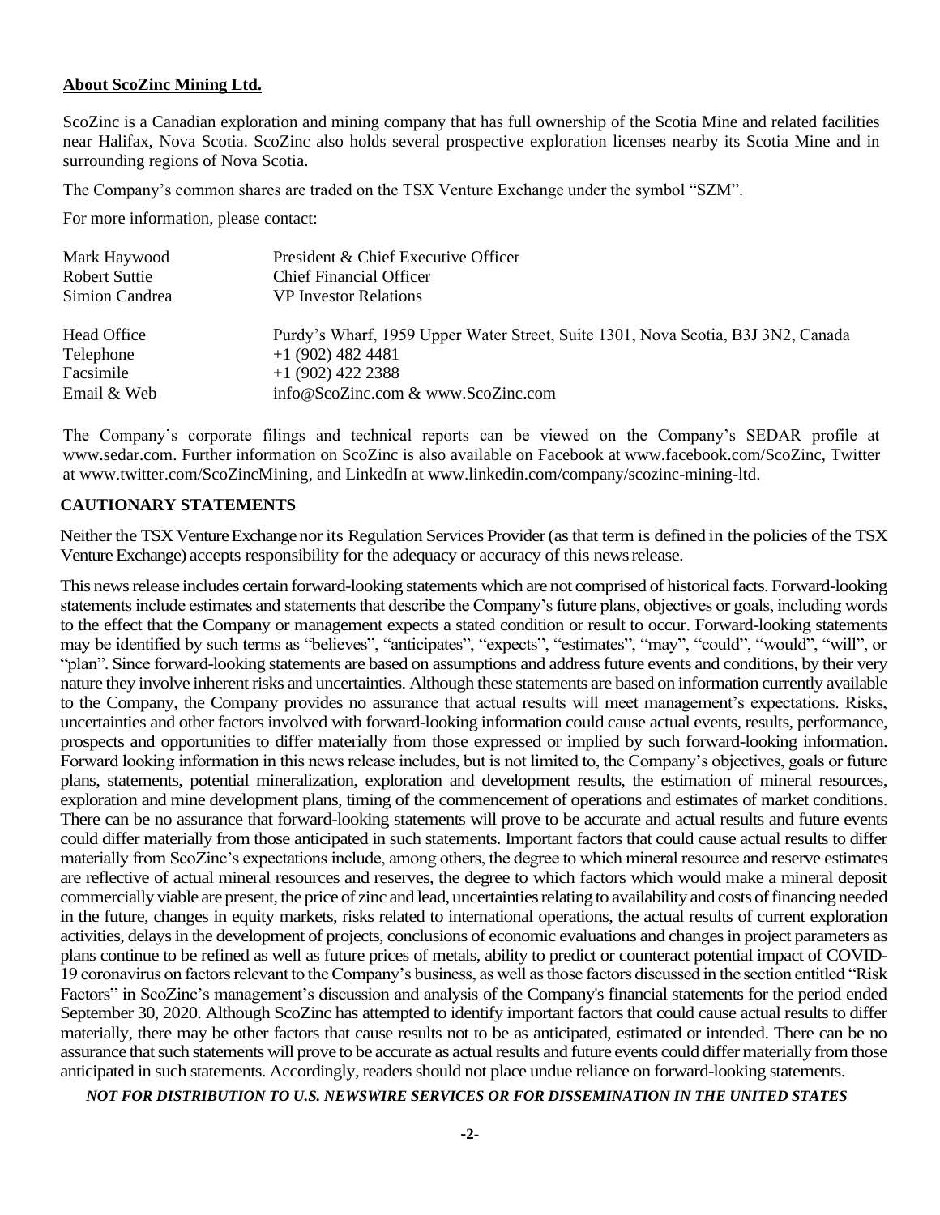**About ScoZinc Mining Ltd.**

ScoZinc is a Canadian exploration and mining company that has full ownership of the Scotia Mine and related facilities near Halifax, Nova Scotia. ScoZinc also holds several prospective exploration licenses nearby its Scotia Mine and in surrounding regions of Nova Scotia.

The Company's common shares are traded on the TSX Venture Exchange under the symbol "SZM".

For more information, please contact:

| | |
|---|---|
| Mark Haywood | President & Chief Executive Officer |
| Robert Suttie | Chief Financial Officer |
| Simion Candrea | VP Investor Relations |
| | |
| Head Office | Purdy's Wharf, 1959 Upper Water Street, Suite 1301, Nova Scotia, B3J 3N2, Canada |
| Telephone | +1 (902) 482 4481 |
| Facsimile | +1 (902) 422 2388 |
| Email & Web | info@ScoZinc.com & www.ScoZinc.com |

The Company's corporate filings and technical reports can be viewed on the Company's SEDAR profile at www.sedar.com. Further information on ScoZinc is also available on Facebook at www.facebook.com/ScoZinc, Twitter at www.twitter.com/ScoZincMining, and LinkedIn at www.linkedin.com/company/scozinc-mining-ltd.

**CAUTIONARY STATEMENTS**

Neither the TSX Venture Exchange nor its Regulation Services Provider (as that term is defined in the policies of the TSX Venture Exchange) accepts responsibility for the adequacy or accuracy of this news release.

This news release includes certain forward-looking statements which are not comprised of historical facts. Forward-looking statements include estimates and statements that describe the Company's future plans, objectives or goals, including words to the effect that the Company or management expects a stated condition or result to occur. Forward-looking statements may be identified by such terms as "believes", "anticipates", "expects", "estimates", "may", "could", "would", "will", or "plan". Since forward-looking statements are based on assumptions and address future events and conditions, by their very nature they involve inherent risks and uncertainties. Although these statements are based on information currently available to the Company, the Company provides no assurance that actual results will meet management's expectations. Risks, uncertainties and other factors involved with forward-looking information could cause actual events, results, performance, prospects and opportunities to differ materially from those expressed or implied by such forward-looking information. Forward looking information in this news release includes, but is not limited to, the Company's objectives, goals or future plans, statements, potential mineralization, exploration and development results, the estimation of mineral resources, exploration and mine development plans, timing of the commencement of operations and estimates of market conditions. There can be no assurance that forward-looking statements will prove to be accurate and actual results and future events could differ materially from those anticipated in such statements. Important factors that could cause actual results to differ materially from ScoZinc's expectations include, among others, the degree to which mineral resource and reserve estimates are reflective of actual mineral resources and reserves, the degree to which factors which would make a mineral deposit commercially viable are present, the price of zinc and lead, uncertainties relating to availability and costs of financing needed in the future, changes in equity markets, risks related to international operations, the actual results of current exploration activities, delays in the development of projects, conclusions of economic evaluations and changes in project parameters as plans continue to be refined as well as future prices of metals, ability to predict or counteract potential impact of COVID-19 coronavirus on factors relevant to the Company's business, as well as those factors discussed in the section entitled "Risk Factors" in ScoZinc's management's discussion and analysis of the Company's financial statements for the period ended September 30, 2020. Although ScoZinc has attempted to identify important factors that could cause actual results to differ materially, there may be other factors that cause results not to be as anticipated, estimated or intended. There can be no assurance that such statements will prove to be accurate as actual results and future events could differ materially from those anticipated in such statements. Accordingly, readers should not place undue reliance on forward-looking statements.

***NOT FOR DISTRIBUTION TO U.S. NEWSWIRE SERVICES OR FOR DISSEMINATION IN THE UNITED STATES***